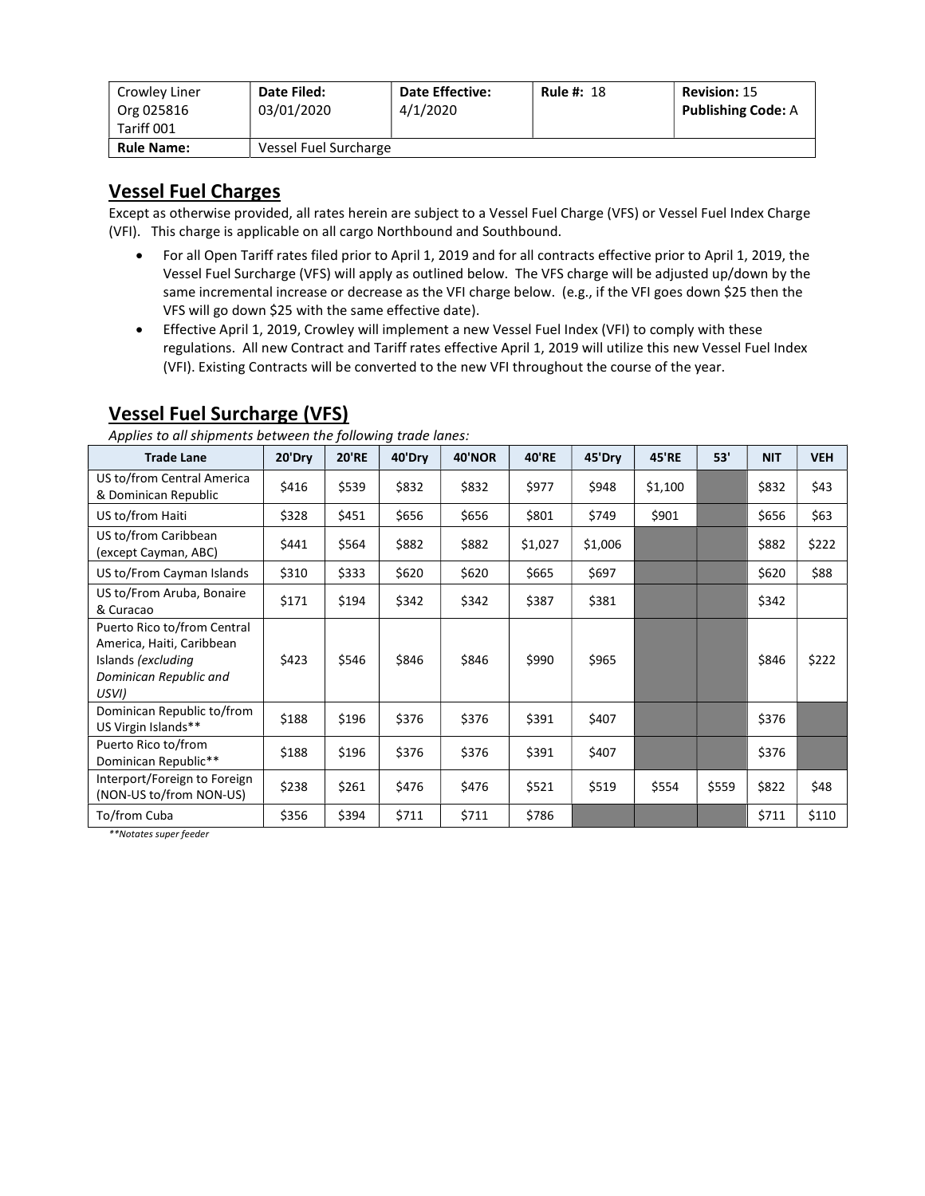| Crowley Liner Org 025816 Tariff 001 | **Date Filed:** 03/01/2020 | **Date Effective:** 4/1/2020 | **Rule #:** 18 | **Revision:** 15 **Publishing Code:** A |
|---|---|---|---|---|
| **Rule Name:** | Vessel Fuel Surcharge | | | |

## Vessel Fuel Charges

Except as otherwise provided, all rates herein are subject to a Vessel Fuel Charge (VFS) or Vessel Fuel Index Charge (VFI). This charge is applicable on all cargo Northbound and Southbound.

- For all Open Tariff rates filed prior to April 1, 2019 and for all contracts effective prior to April 1, 2019, the Vessel Fuel Surcharge (VFS) will apply as outlined below. The VFS charge will be adjusted up/down by the same incremental increase or decrease as the VFI charge below. (e.g., if the VFI goes down $25 then the VFS will go down $25 with the same effective date).
- Effective April 1, 2019, Crowley will implement a new Vessel Fuel Index (VFI) to comply with these regulations. All new Contract and Tariff rates effective April 1, 2019 will utilize this new Vessel Fuel Index (VFI). Existing Contracts will be converted to the new VFI throughout the course of the year.

## Vessel Fuel Surcharge (VFS)

*Applies to all shipments between the following trade lanes:*

| Trade Lane | 20'Dry | 20'RE | 40'Dry | 40'NOR | 40'RE | 45'Dry | 45'RE | 53' | NIT | VEH |
|---|---|---|---|---|---|---|---|---|---|---|
| US to/from Central America & Dominican Republic | $416 | $539 | $832 | $832 | $977 | $948 | $1,100 | | $832 | $43 |
| US to/from Haiti | $328 | $451 | $656 | $656 | $801 | $749 | $901 | | $656 | $63 |
| US to/from Caribbean (except Cayman, ABC) | $441 | $564 | $882 | $882 | $1,027 | $1,006 | | | $882 | $222 |
| US to/From Cayman Islands | $310 | $333 | $620 | $620 | $665 | $697 | | | $620 | $88 |
| US to/From Aruba, Bonaire & Curacao | $171 | $194 | $342 | $342 | $387 | $381 | | | $342 | |
| Puerto Rico to/from Central America, Haiti, Caribbean Islands *(excluding Dominican Republic and USVI)* | $423 | $546 | $846 | $846 | $990 | $965 | | | $846 | $222 |
| Dominican Republic to/from US Virgin Islands** | $188 | $196 | $376 | $376 | $391 | $407 | | | $376 | |
| Puerto Rico to/from Dominican Republic** | $188 | $196 | $376 | $376 | $391 | $407 | | | $376 | |
| Interport/Foreign to Foreign (NON-US to/from NON-US) | $238 | $261 | $476 | $476 | $521 | $519 | $554 | $559 | $822 | $48 |
| To/from Cuba | $356 | $394 | $711 | $711 | $786 | | | | $711 | $110 |

*\*\*Notates super feeder*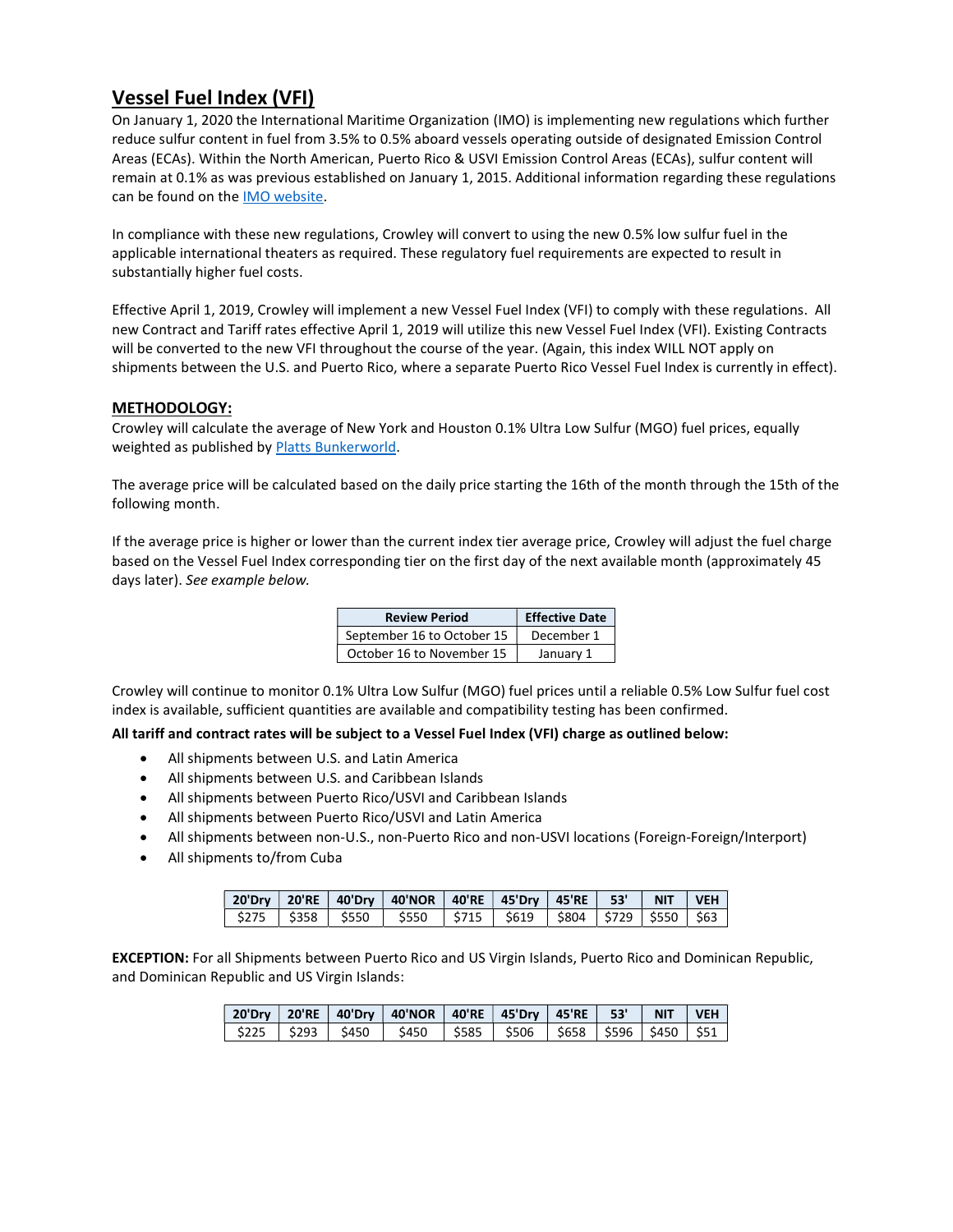# Vessel Fuel Index (VFI)

On January 1, 2020 the International Maritime Organization (IMO) is implementing new regulations which further reduce sulfur content in fuel from 3.5% to 0.5% aboard vessels operating outside of designated Emission Control Areas (ECAs). Within the North American, Puerto Rico & USVI Emission Control Areas (ECAs), sulfur content will remain at 0.1% as was previous established on January 1, 2015. Additional information regarding these regulations can be found on the IMO website.

In compliance with these new regulations, Crowley will convert to using the new 0.5% low sulfur fuel in the applicable international theaters as required. These regulatory fuel requirements are expected to result in substantially higher fuel costs.

Effective April 1, 2019, Crowley will implement a new Vessel Fuel Index (VFI) to comply with these regulations. All new Contract and Tariff rates effective April 1, 2019 will utilize this new Vessel Fuel Index (VFI). Existing Contracts will be converted to the new VFI throughout the course of the year. (Again, this index WILL NOT apply on shipments between the U.S. and Puerto Rico, where a separate Puerto Rico Vessel Fuel Index is currently in effect).

## METHODOLOGY:

Crowley will calculate the average of New York and Houston 0.1% Ultra Low Sulfur (MGO) fuel prices, equally weighted as published by Platts Bunkerworld.

The average price will be calculated based on the daily price starting the 16th of the month through the 15th of the following month.

If the average price is higher or lower than the current index tier average price, Crowley will adjust the fuel charge based on the Vessel Fuel Index corresponding tier on the first day of the next available month (approximately 45 days later). *See example below.*

| Review Period | Effective Date |
|---|---|
| September 16 to October 15 | December 1 |
| October 16 to November 15 | January 1 |

Crowley will continue to monitor 0.1% Ultra Low Sulfur (MGO) fuel prices until a reliable 0.5% Low Sulfur fuel cost index is available, sufficient quantities are available and compatibility testing has been confirmed.

**All tariff and contract rates will be subject to a Vessel Fuel Index (VFI) charge as outlined below:**

- All shipments between U.S. and Latin America
- All shipments between U.S. and Caribbean Islands
- All shipments between Puerto Rico/USVI and Caribbean Islands
- All shipments between Puerto Rico/USVI and Latin America
- All shipments between non-U.S., non-Puerto Rico and non-USVI locations (Foreign-Foreign/Interport)
- All shipments to/from Cuba

| 20'Dry | 20'RE | 40'Dry | 40'NOR | 40'RE | 45'Dry | 45'RE | 53' | NIT | VEH |
|---|---|---|---|---|---|---|---|---|---|
| $275 | $358 | $550 | $550 | $715 | $619 | $804 | $729 | $550 | $63 |

**EXCEPTION:** For all Shipments between Puerto Rico and US Virgin Islands, Puerto Rico and Dominican Republic, and Dominican Republic and US Virgin Islands:

| 20'Dry | 20'RE | 40'Dry | 40'NOR | 40'RE | 45'Dry | 45'RE | 53' | NIT | VEH |
|---|---|---|---|---|---|---|---|---|---|
| $225 | $293 | $450 | $450 | $585 | $506 | $658 | $596 | $450 | $51 |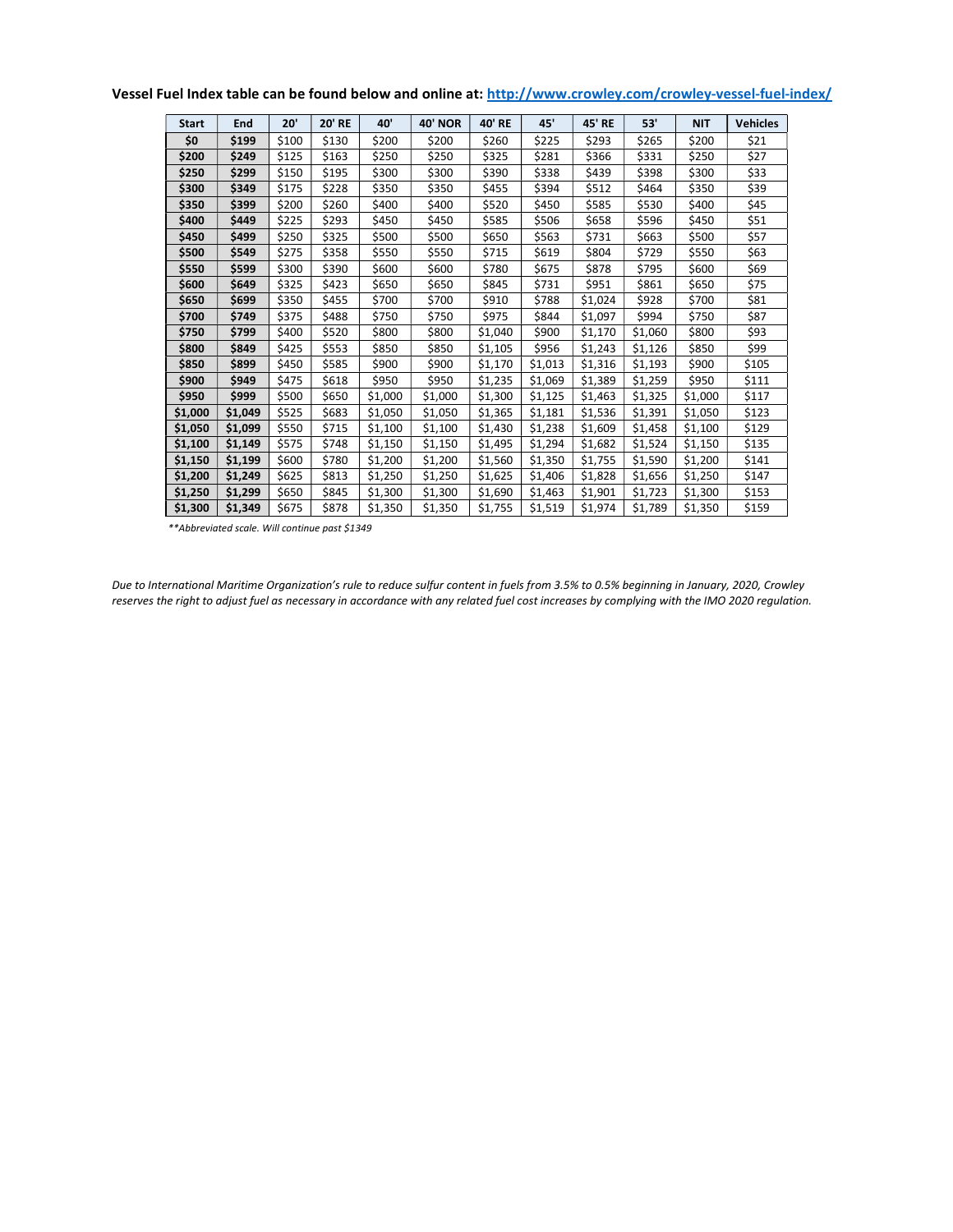**Vessel Fuel Index table can be found below and online at: [http://www.crowley.com/crowley-vessel-fuel-index/](http://www.crowley.com/crowley-vessel-fuel-index/)**

| Start | End | 20' | 20' RE | 40' | 40' NOR | 40' RE | 45' | 45' RE | 53' | NIT | Vehicles |
|---|---|---|---|---|---|---|---|---|---|---|---|
| **$0** | **$199** | $100 | $130 | $200 | $200 | $260 | $225 | $293 | $265 | $200 | $21 |
| **$200** | **$249** | $125 | $163 | $250 | $250 | $325 | $281 | $366 | $331 | $250 | $27 |
| **$250** | **$299** | $150 | $195 | $300 | $300 | $390 | $338 | $439 | $398 | $300 | $33 |
| **$300** | **$349** | $175 | $228 | $350 | $350 | $455 | $394 | $512 | $464 | $350 | $39 |
| **$350** | **$399** | $200 | $260 | $400 | $400 | $520 | $450 | $585 | $530 | $400 | $45 |
| **$400** | **$449** | $225 | $293 | $450 | $450 | $585 | $506 | $658 | $596 | $450 | $51 |
| **$450** | **$499** | $250 | $325 | $500 | $500 | $650 | $563 | $731 | $663 | $500 | $57 |
| **$500** | **$549** | $275 | $358 | $550 | $550 | $715 | $619 | $804 | $729 | $550 | $63 |
| **$550** | **$599** | $300 | $390 | $600 | $600 | $780 | $675 | $878 | $795 | $600 | $69 |
| **$600** | **$649** | $325 | $423 | $650 | $650 | $845 | $731 | $951 | $861 | $650 | $75 |
| **$650** | **$699** | $350 | $455 | $700 | $700 | $910 | $788 | $1,024 | $928 | $700 | $81 |
| **$700** | **$749** | $375 | $488 | $750 | $750 | $975 | $844 | $1,097 | $994 | $750 | $87 |
| **$750** | **$799** | $400 | $520 | $800 | $800 | $1,040 | $900 | $1,170 | $1,060 | $800 | $93 |
| **$800** | **$849** | $425 | $553 | $850 | $850 | $1,105 | $956 | $1,243 | $1,126 | $850 | $99 |
| **$850** | **$899** | $450 | $585 | $900 | $900 | $1,170 | $1,013 | $1,316 | $1,193 | $900 | $105 |
| **$900** | **$949** | $475 | $618 | $950 | $950 | $1,235 | $1,069 | $1,389 | $1,259 | $950 | $111 |
| **$950** | **$999** | $500 | $650 | $1,000 | $1,000 | $1,300 | $1,125 | $1,463 | $1,325 | $1,000 | $117 |
| **$1,000** | **$1,049** | $525 | $683 | $1,050 | $1,050 | $1,365 | $1,181 | $1,536 | $1,391 | $1,050 | $123 |
| **$1,050** | **$1,099** | $550 | $715 | $1,100 | $1,100 | $1,430 | $1,238 | $1,609 | $1,458 | $1,100 | $129 |
| **$1,100** | **$1,149** | $575 | $748 | $1,150 | $1,150 | $1,495 | $1,294 | $1,682 | $1,524 | $1,150 | $135 |
| **$1,150** | **$1,199** | $600 | $780 | $1,200 | $1,200 | $1,560 | $1,350 | $1,755 | $1,590 | $1,200 | $141 |
| **$1,200** | **$1,249** | $625 | $813 | $1,250 | $1,250 | $1,625 | $1,406 | $1,828 | $1,656 | $1,250 | $147 |
| **$1,250** | **$1,299** | $650 | $845 | $1,300 | $1,300 | $1,690 | $1,463 | $1,901 | $1,723 | $1,300 | $153 |
| **$1,300** | **$1,349** | $675 | $878 | $1,350 | $1,350 | $1,755 | $1,519 | $1,974 | $1,789 | $1,350 | $159 |

*\*\*Abbreviated scale. Will continue past $1349*

*Due to International Maritime Organization's rule to reduce sulfur content in fuels from 3.5% to 0.5% beginning in January, 2020, Crowley reserves the right to adjust fuel as necessary in accordance with any related fuel cost increases by complying with the IMO 2020 regulation.*